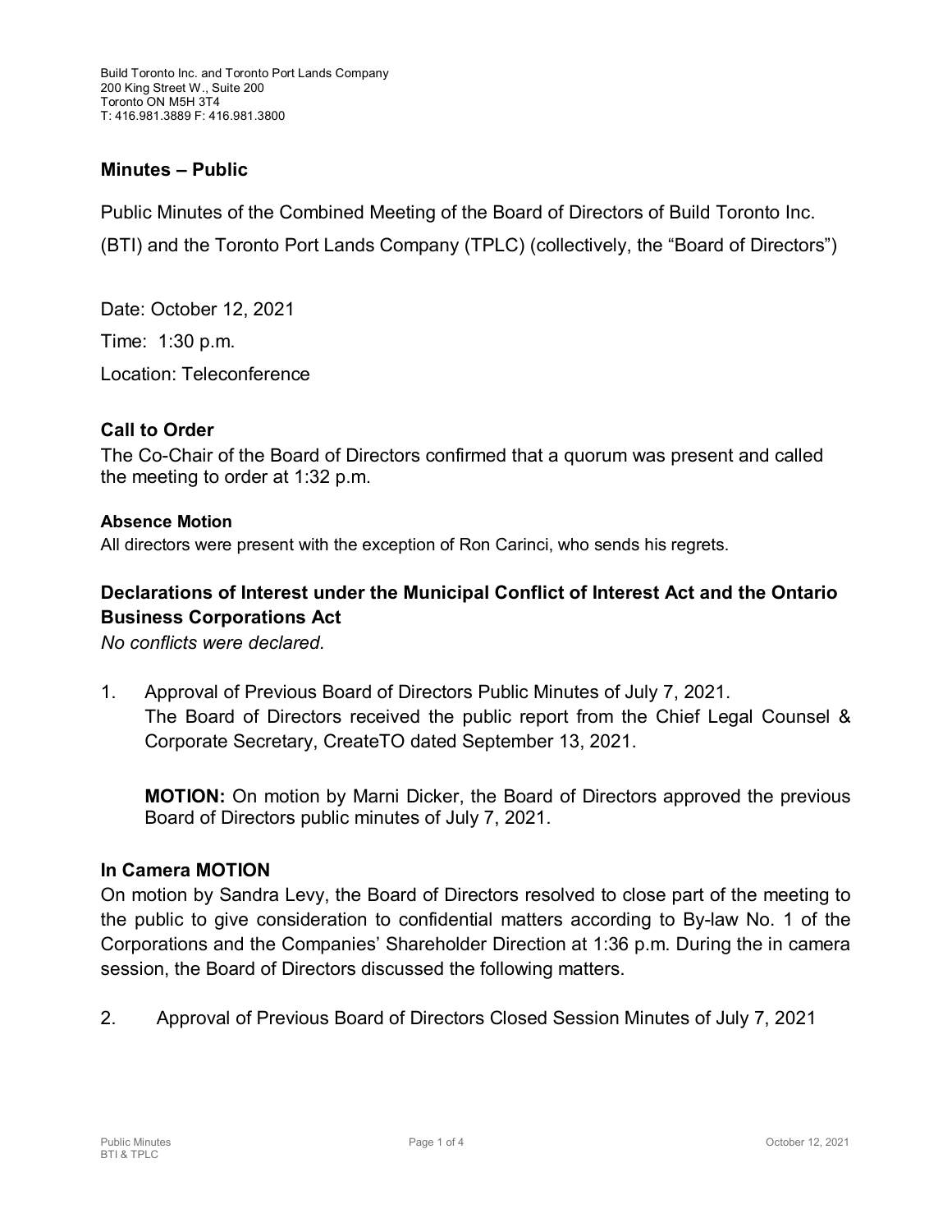Build Toronto Inc. and Toronto Port Lands Company
200 King Street W., Suite 200
Toronto ON M5H 3T4
T: 416.981.3889 F: 416.981.3800

## Minutes – Public

Public Minutes of the Combined Meeting of the Board of Directors of Build Toronto Inc. (BTI) and the Toronto Port Lands Company (TPLC) (collectively, the "Board of Directors")

Date: October 12, 2021

Time: 1:30 p.m.

Location: Teleconference

### Call to Order

The Co-Chair of the Board of Directors confirmed that a quorum was present and called the meeting to order at 1:32 p.m.

#### Absence Motion

All directors were present with the exception of Ron Carinci, who sends his regrets.

### Declarations of Interest under the Municipal Conflict of Interest Act and the Ontario Business Corporations Act

*No conflicts were declared.*

1. Approval of Previous Board of Directors Public Minutes of July 7, 2021.
   The Board of Directors received the public report from the Chief Legal Counsel & Corporate Secretary, CreateTO dated September 13, 2021.

   **MOTION:** On motion by Marni Dicker, the Board of Directors approved the previous Board of Directors public minutes of July 7, 2021.

### In Camera MOTION

On motion by Sandra Levy, the Board of Directors resolved to close part of the meeting to the public to give consideration to confidential matters according to By-law No. 1 of the Corporations and the Companies' Shareholder Direction at 1:36 p.m. During the in camera session, the Board of Directors discussed the following matters.

2. Approval of Previous Board of Directors Closed Session Minutes of July 7, 2021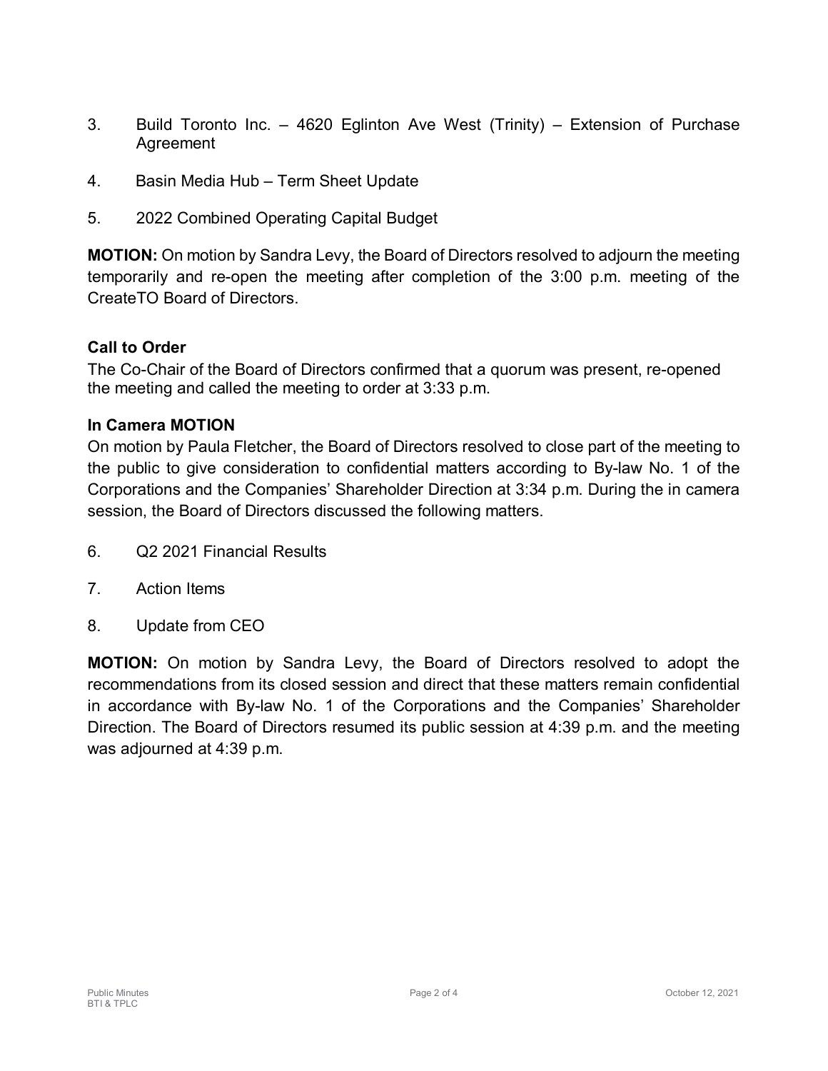3. Build Toronto Inc. – 4620 Eglinton Ave West (Trinity) – Extension of Purchase Agreement

4. Basin Media Hub – Term Sheet Update

5. 2022 Combined Operating Capital Budget

**MOTION:** On motion by Sandra Levy, the Board of Directors resolved to adjourn the meeting temporarily and re-open the meeting after completion of the 3:00 p.m. meeting of the CreateTO Board of Directors.

**Call to Order**
The Co-Chair of the Board of Directors confirmed that a quorum was present, re-opened the meeting and called the meeting to order at 3:33 p.m.

**In Camera MOTION**
On motion by Paula Fletcher, the Board of Directors resolved to close part of the meeting to the public to give consideration to confidential matters according to By-law No. 1 of the Corporations and the Companies' Shareholder Direction at 3:34 p.m. During the in camera session, the Board of Directors discussed the following matters.

6. Q2 2021 Financial Results

7. Action Items

8. Update from CEO

**MOTION:** On motion by Sandra Levy, the Board of Directors resolved to adopt the recommendations from its closed session and direct that these matters remain confidential in accordance with By-law No. 1 of the Corporations and the Companies' Shareholder Direction. The Board of Directors resumed its public session at 4:39 p.m. and the meeting was adjourned at 4:39 p.m.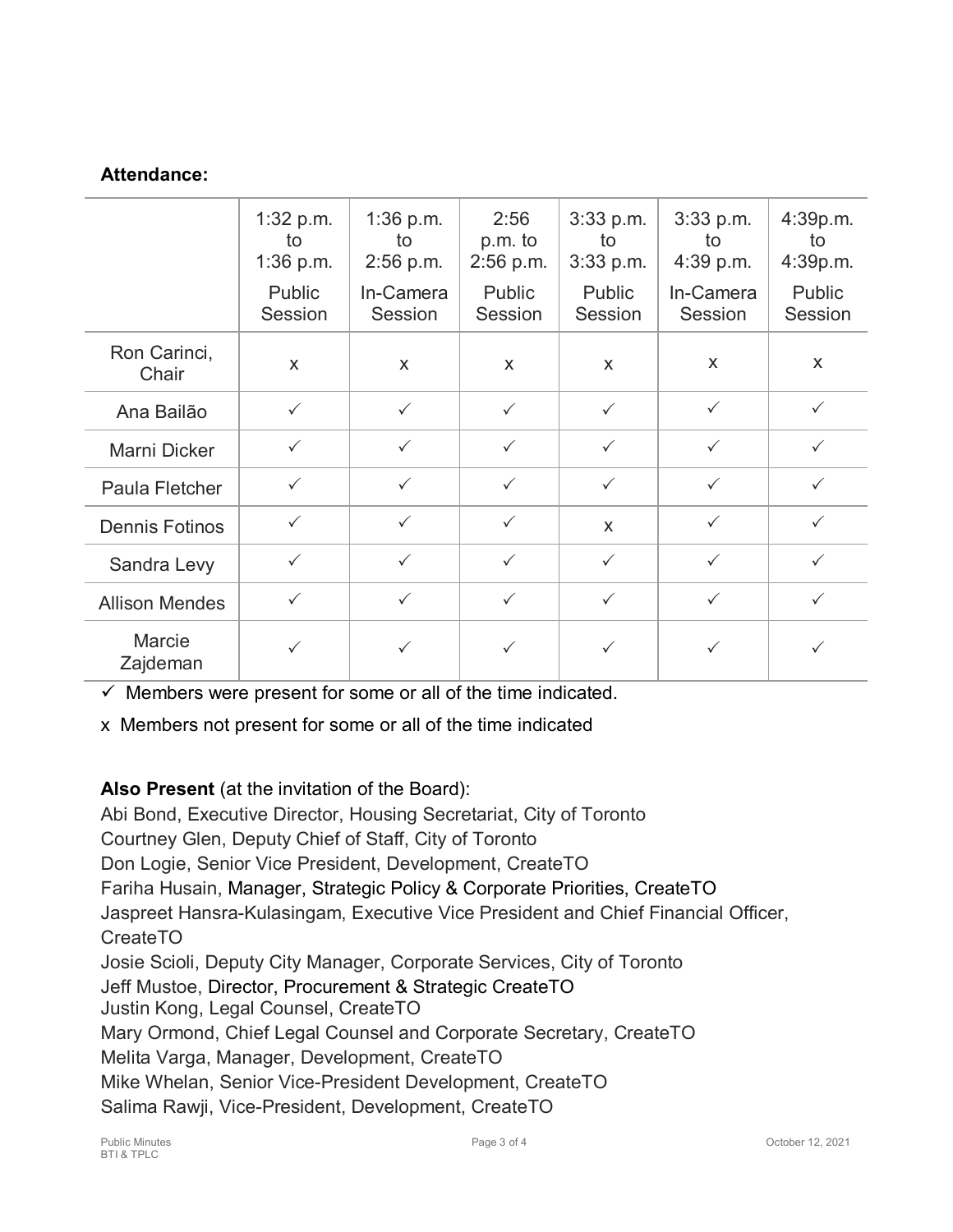**Attendance:**

| | 1:32 p.m. to 1:36 p.m. Public Session | 1:36 p.m. to 2:56 p.m. In-Camera Session | 2:56 p.m. to 2:56 p.m. Public Session | 3:33 p.m. to 3:33 p.m. Public Session | 3:33 p.m. to 4:39 p.m. In-Camera Session | 4:39p.m. to 4:39p.m. Public Session |
|---|---|---|---|---|---|---|
| Ron Carinci, Chair | x | x | x | x | x | x |
| Ana Bailão | ✓ | ✓ | ✓ | ✓ | ✓ | ✓ |
| Marni Dicker | ✓ | ✓ | ✓ | ✓ | ✓ | ✓ |
| Paula Fletcher | ✓ | ✓ | ✓ | ✓ | ✓ | ✓ |
| Dennis Fotinos | ✓ | ✓ | ✓ | x | ✓ | ✓ |
| Sandra Levy | ✓ | ✓ | ✓ | ✓ | ✓ | ✓ |
| Allison Mendes | ✓ | ✓ | ✓ | ✓ | ✓ | ✓ |
| Marcie Zajdeman | ✓ | ✓ | ✓ | ✓ | ✓ | ✓ |

✓ Members were present for some or all of the time indicated.

x Members not present for some or all of the time indicated

**Also Present** (at the invitation of the Board):

Abi Bond, Executive Director, Housing Secretariat, City of Toronto
Courtney Glen, Deputy Chief of Staff, City of Toronto
Don Logie, Senior Vice President, Development, CreateTO
Fariha Husain, Manager, Strategic Policy & Corporate Priorities, CreateTO
Jaspreet Hansra-Kulasingam, Executive Vice President and Chief Financial Officer, CreateTO
Josie Scioli, Deputy City Manager, Corporate Services, City of Toronto
Jeff Mustoe, Director, Procurement & Strategic CreateTO
Justin Kong, Legal Counsel, CreateTO
Mary Ormond, Chief Legal Counsel and Corporate Secretary, CreateTO
Melita Varga, Manager, Development, CreateTO
Mike Whelan, Senior Vice-President Development, CreateTO
Salima Rawji, Vice-President, Development, CreateTO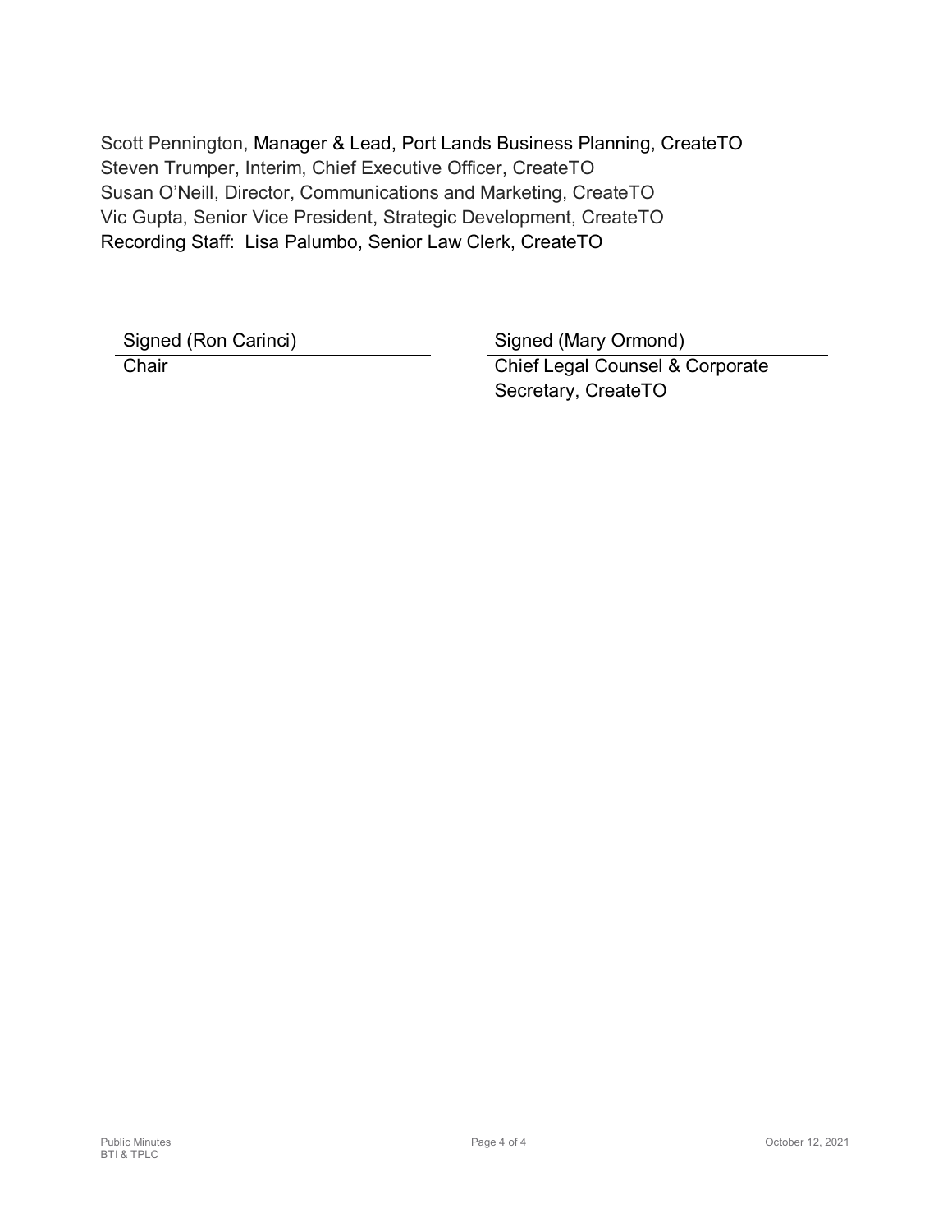Scott Pennington, Manager & Lead, Port Lands Business Planning, CreateTO
Steven Trumper, Interim, Chief Executive Officer, CreateTO
Susan O'Neill, Director, Communications and Marketing, CreateTO
Vic Gupta, Senior Vice President, Strategic Development, CreateTO
Recording Staff: Lisa Palumbo, Senior Law Clerk, CreateTO

| | |
|---|---|
| Signed (Ron Carinci) | Signed (Mary Ormond) |
| Chair | Chief Legal Counsel & Corporate Secretary, CreateTO |